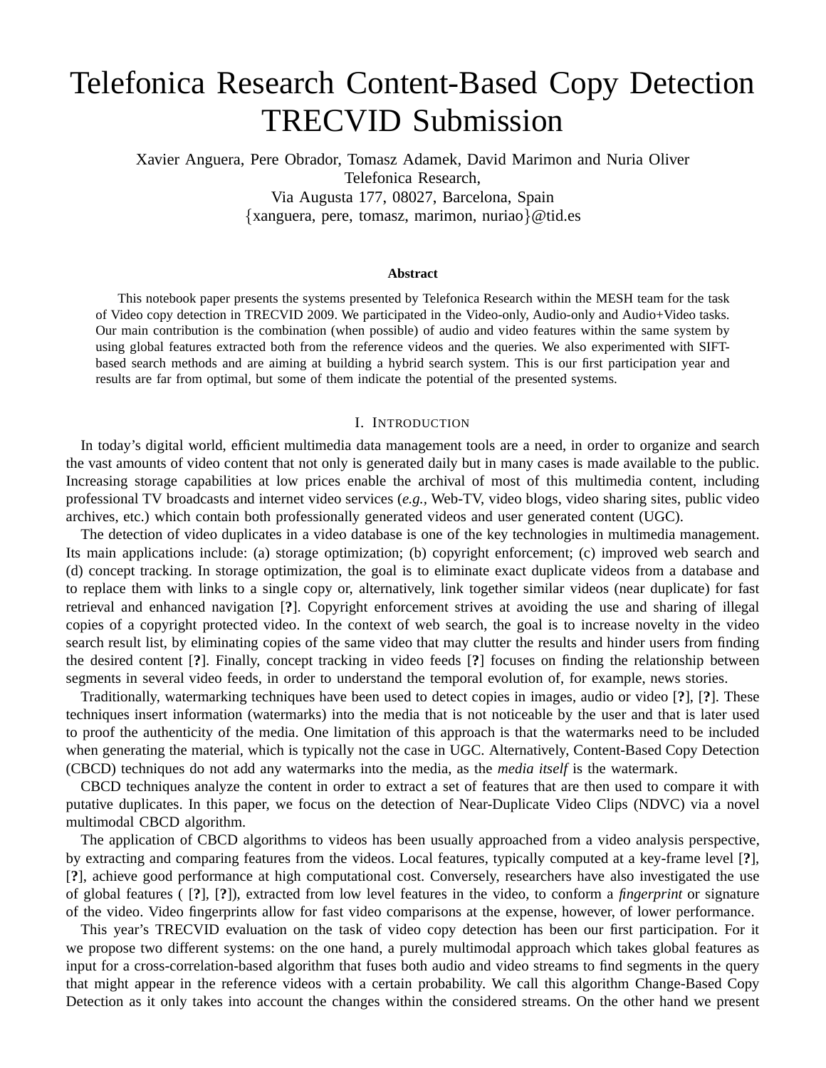# Telefonica Research Content-Based Copy Detection TRECVID Submission

Xavier Anguera, Pere Obrador, Tomasz Adamek, David Marimon and Nuria Oliver
Telefonica Research,
Via Augusta 177, 08027, Barcelona, Spain
{xanguera, pere, tomasz, marimon, nuriao}@tid.es

### Abstract

This notebook paper presents the systems presented by Telefonica Research within the MESH team for the task of Video copy detection in TRECVID 2009. We participated in the Video-only, Audio-only and Audio+Video tasks. Our main contribution is the combination (when possible) of audio and video features within the same system by using global features extracted both from the reference videos and the queries. We also experimented with SIFT-based search methods and are aiming at building a hybrid search system. This is our first participation year and results are far from optimal, but some of them indicate the potential of the presented systems.

## I. Introduction

In today's digital world, efficient multimedia data management tools are a need, in order to organize and search the vast amounts of video content that not only is generated daily but in many cases is made available to the public. Increasing storage capabilities at low prices enable the archival of most of this multimedia content, including professional TV broadcasts and internet video services (*e.g.,* Web-TV, video blogs, video sharing sites, public video archives, etc.) which contain both professionally generated videos and user generated content (UGC).

The detection of video duplicates in a video database is one of the key technologies in multimedia management. Its main applications include: (a) storage optimization; (b) copyright enforcement; (c) improved web search and (d) concept tracking. In storage optimization, the goal is to eliminate exact duplicate videos from a database and to replace them with links to a single copy or, alternatively, link together similar videos (near duplicate) for fast retrieval and enhanced navigation [**?**]. Copyright enforcement strives at avoiding the use and sharing of illegal copies of a copyright protected video. In the context of web search, the goal is to increase novelty in the video search result list, by eliminating copies of the same video that may clutter the results and hinder users from finding the desired content [**?**]. Finally, concept tracking in video feeds [**?**] focuses on finding the relationship between segments in several video feeds, in order to understand the temporal evolution of, for example, news stories.

Traditionally, watermarking techniques have been used to detect copies in images, audio or video [**?**], [**?**]. These techniques insert information (watermarks) into the media that is not noticeable by the user and that is later used to proof the authenticity of the media. One limitation of this approach is that the watermarks need to be included when generating the material, which is typically not the case in UGC. Alternatively, Content-Based Copy Detection (CBCD) techniques do not add any watermarks into the media, as the *media itself* is the watermark.

CBCD techniques analyze the content in order to extract a set of features that are then used to compare it with putative duplicates. In this paper, we focus on the detection of Near-Duplicate Video Clips (NDVC) via a novel multimodal CBCD algorithm.

The application of CBCD algorithms to videos has been usually approached from a video analysis perspective, by extracting and comparing features from the videos. Local features, typically computed at a key-frame level [**?**], [**?**], achieve good performance at high computational cost. Conversely, researchers have also investigated the use of global features ( [**?**], [**?**]), extracted from low level features in the video, to conform a *fingerprint* or signature of the video. Video fingerprints allow for fast video comparisons at the expense, however, of lower performance.

This year's TRECVID evaluation on the task of video copy detection has been our first participation. For it we propose two different systems: on the one hand, a purely multimodal approach which takes global features as input for a cross-correlation-based algorithm that fuses both audio and video streams to find segments in the query that might appear in the reference videos with a certain probability. We call this algorithm Change-Based Copy Detection as it only takes into account the changes within the considered streams. On the other hand we present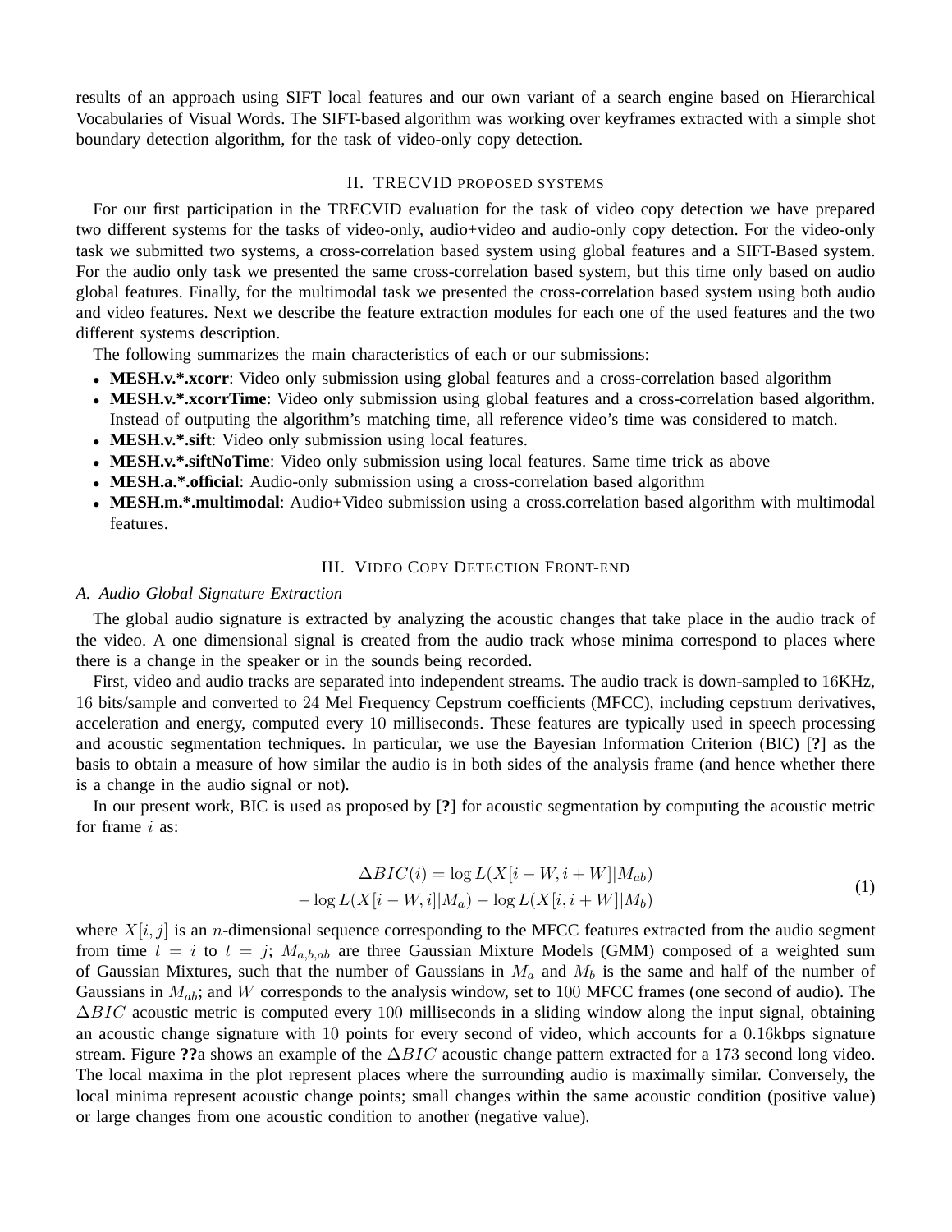results of an approach using SIFT local features and our own variant of a search engine based on Hierarchical Vocabularies of Visual Words. The SIFT-based algorithm was working over keyframes extracted with a simple shot boundary detection algorithm, for the task of video-only copy detection.

## II. TRECVID PROPOSED SYSTEMS

For our first participation in the TRECVID evaluation for the task of video copy detection we have prepared two different systems for the tasks of video-only, audio+video and audio-only copy detection. For the video-only task we submitted two systems, a cross-correlation based system using global features and a SIFT-Based system. For the audio only task we presented the same cross-correlation based system, but this time only based on audio global features. Finally, for the multimodal task we presented the cross-correlation based system using both audio and video features. Next we describe the feature extraction modules for each one of the used features and the two different systems description.

The following summarizes the main characteristics of each or our submissions:

- **MESH.v.*.xcorr**: Video only submission using global features and a cross-correlation based algorithm
- **MESH.v.*.xcorrTime**: Video only submission using global features and a cross-correlation based algorithm. Instead of outputing the algorithm's matching time, all reference video's time was considered to match.
- **MESH.v.*.sift**: Video only submission using local features.
- **MESH.v.*.siftNoTime**: Video only submission using local features. Same time trick as above
- **MESH.a.*.official**: Audio-only submission using a cross-correlation based algorithm
- **MESH.m.*.multimodal**: Audio+Video submission using a cross.correlation based algorithm with multimodal features.

## III. VIDEO COPY DETECTION FRONT-END

### A. Audio Global Signature Extraction

The global audio signature is extracted by analyzing the acoustic changes that take place in the audio track of the video. A one dimensional signal is created from the audio track whose minima correspond to places where there is a change in the speaker or in the sounds being recorded.

First, video and audio tracks are separated into independent streams. The audio track is down-sampled to 16KHz, 16 bits/sample and converted to 24 Mel Frequency Cepstrum coefficients (MFCC), including cepstrum derivatives, acceleration and energy, computed every 10 milliseconds. These features are typically used in speech processing and acoustic segmentation techniques. In particular, we use the Bayesian Information Criterion (BIC) [**?**] as the basis to obtain a measure of how similar the audio is in both sides of the analysis frame (and hence whether there is a change in the audio signal or not).

In our present work, BIC is used as proposed by [**?**] for acoustic segmentation by computing the acoustic metric for frame $i$ as:

$$
\begin{aligned}
\Delta BIC(i) &= \log L(X[i-W, i+W]|M_{ab}) \\
&- \log L(X[i-W, i]|M_a) - \log L(X[i, i+W]|M_b)
\end{aligned}
\tag{1}
$$

where $X[i, j]$ is an $n$-dimensional sequence corresponding to the MFCC features extracted from the audio segment from time $t = i$ to $t = j$; $M_{a,b,ab}$ are three Gaussian Mixture Models (GMM) composed of a weighted sum of Gaussian Mixtures, such that the number of Gaussians in $M_a$ and $M_b$ is the same and half of the number of Gaussians in $M_{ab}$; and $W$ corresponds to the analysis window, set to 100 MFCC frames (one second of audio). The $\Delta BIC$ acoustic metric is computed every 100 milliseconds in a sliding window along the input signal, obtaining an acoustic change signature with 10 points for every second of video, which accounts for a 0.16kbps signature stream. Figure **??**a shows an example of the $\Delta BIC$ acoustic change pattern extracted for a 173 second long video. The local maxima in the plot represent places where the surrounding audio is maximally similar. Conversely, the local minima represent acoustic change points; small changes within the same acoustic condition (positive value) or large changes from one acoustic condition to another (negative value).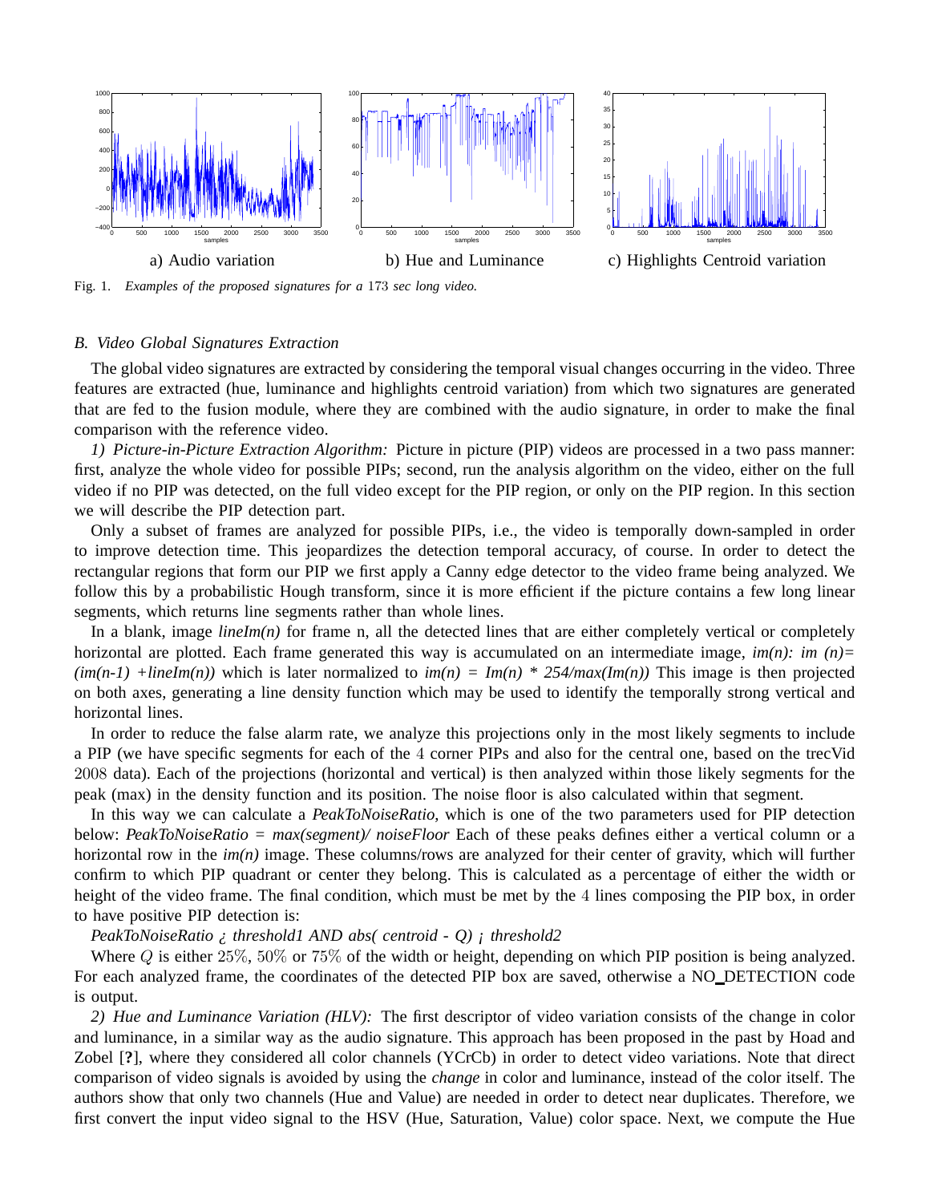a) Audio variation b) Hue and Luminance c) Highlights Centroid variation

Fig. 1. *Examples of the proposed signatures for a 173 sec long video.*

### *B. Video Global Signatures Extraction*

The global video signatures are extracted by considering the temporal visual changes occurring in the video. Three features are extracted (hue, luminance and highlights centroid variation) from which two signatures are generated that are fed to the fusion module, where they are combined with the audio signature, in order to make the final comparison with the reference video.

*1) Picture-in-Picture Extraction Algorithm:* Picture in picture (PIP) videos are processed in a two pass manner: first, analyze the whole video for possible PIPs; second, run the analysis algorithm on the video, either on the full video if no PIP was detected, on the full video except for the PIP region, or only on the PIP region. In this section we will describe the PIP detection part.

Only a subset of frames are analyzed for possible PIPs, i.e., the video is temporally down-sampled in order to improve detection time. This jeopardizes the detection temporal accuracy, of course. In order to detect the rectangular regions that form our PIP we first apply a Canny edge detector to the video frame being analyzed. We follow this by a probabilistic Hough transform, since it is more efficient if the picture contains a few long linear segments, which returns line segments rather than whole lines.

In a blank, image *lineIm(n)* for frame n, all the detected lines that are either completely vertical or completely horizontal are plotted. Each frame generated this way is accumulated on an intermediate image, *im(n): im (n)= (im(n-1) +lineIm(n))* which is later normalized to *im(n) = Im(n) * 254/max(Im(n))* This image is then projected on both axes, generating a line density function which may be used to identify the temporally strong vertical and horizontal lines.

In order to reduce the false alarm rate, we analyze this projections only in the most likely segments to include a PIP (we have specific segments for each of the 4 corner PIPs and also for the central one, based on the trecVid 2008 data). Each of the projections (horizontal and vertical) is then analyzed within those likely segments for the peak (max) in the density function and its position. The noise floor is also calculated within that segment.

In this way we can calculate a *PeakToNoiseRatio*, which is one of the two parameters used for PIP detection below: *PeakToNoiseRatio = max(segment)/ noiseFloor* Each of these peaks defines either a vertical column or a horizontal row in the *im(n)* image. These columns/rows are analyzed for their center of gravity, which will further confirm to which PIP quadrant or center they belong. This is calculated as a percentage of either the width or height of the video frame. The final condition, which must be met by the 4 lines composing the PIP box, in order to have positive PIP detection is:

*PeakToNoiseRatio ¿ threshold1 AND abs( centroid - Q) ¡ threshold2*

Where $Q$ is either 25%, 50% or 75% of the width or height, depending on which PIP position is being analyzed. For each analyzed frame, the coordinates of the detected PIP box are saved, otherwise a NO_DETECTION code is output.

*2) Hue and Luminance Variation (HLV):* The first descriptor of video variation consists of the change in color and luminance, in a similar way as the audio signature. This approach has been proposed in the past by Hoad and Zobel [**?**], where they considered all color channels (YCrCb) in order to detect video variations. Note that direct comparison of video signals is avoided by using the *change* in color and luminance, instead of the color itself. The authors show that only two channels (Hue and Value) are needed in order to detect near duplicates. Therefore, we first convert the input video signal to the HSV (Hue, Saturation, Value) color space. Next, we compute the Hue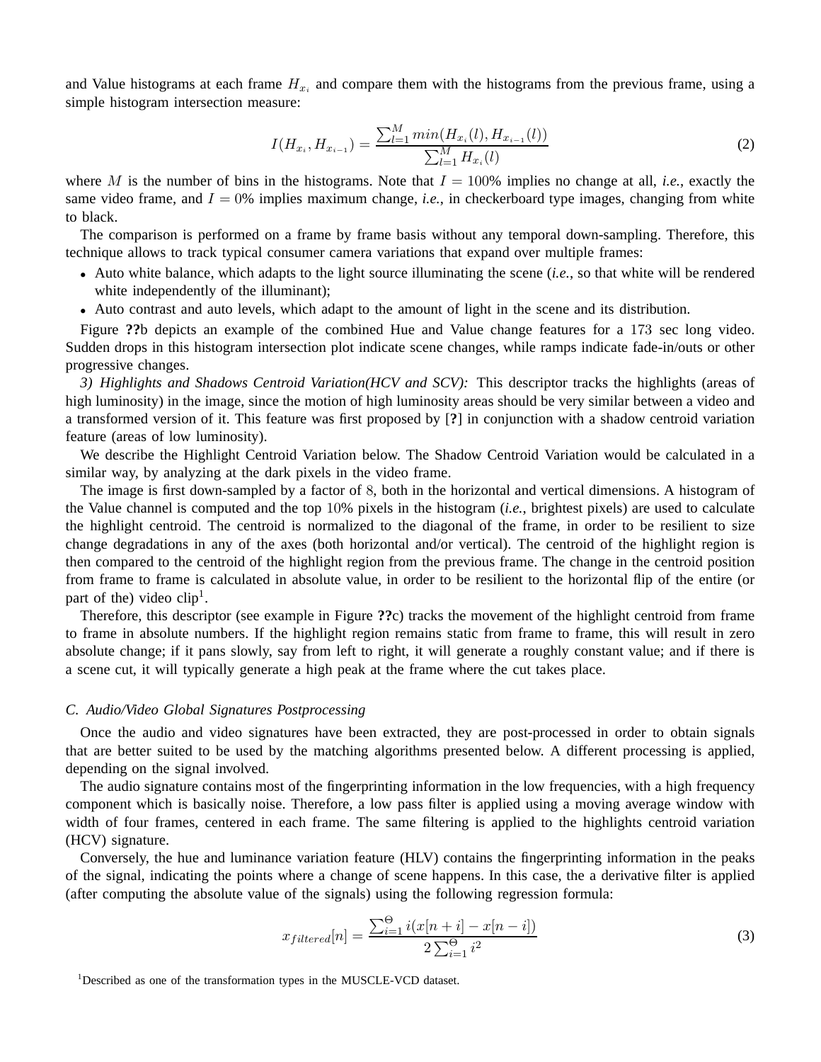and Value histograms at each frame $H_{x_i}$ and compare them with the histograms from the previous frame, using a simple histogram intersection measure:

$$I(H_{x_i}, H_{x_{i-1}}) = \frac{\sum_{l=1}^{M} min(H_{x_i}(l), H_{x_{i-1}}(l))}{\sum_{l=1}^{M} H_{x_i}(l)} \tag{2}$$

where $M$ is the number of bins in the histograms. Note that $I = 100\%$ implies no change at all, *i.e.*, exactly the same video frame, and $I = 0\%$ implies maximum change, *i.e.*, in checkerboard type images, changing from white to black.

The comparison is performed on a frame by frame basis without any temporal down-sampling. Therefore, this technique allows to track typical consumer camera variations that expand over multiple frames:

- Auto white balance, which adapts to the light source illuminating the scene (*i.e.*, so that white will be rendered white independently of the illuminant);
- Auto contrast and auto levels, which adapt to the amount of light in the scene and its distribution.

Figure **??**b depicts an example of the combined Hue and Value change features for a 173 sec long video. Sudden drops in this histogram intersection plot indicate scene changes, while ramps indicate fade-in/outs or other progressive changes.

*3) Highlights and Shadows Centroid Variation(HCV and SCV):* This descriptor tracks the highlights (areas of high luminosity) in the image, since the motion of high luminosity areas should be very similar between a video and a transformed version of it. This feature was first proposed by [**?**] in conjunction with a shadow centroid variation feature (areas of low luminosity).

We describe the Highlight Centroid Variation below. The Shadow Centroid Variation would be calculated in a similar way, by analyzing at the dark pixels in the video frame.

The image is first down-sampled by a factor of 8, both in the horizontal and vertical dimensions. A histogram of the Value channel is computed and the top 10% pixels in the histogram (*i.e.*, brightest pixels) are used to calculate the highlight centroid. The centroid is normalized to the diagonal of the frame, in order to be resilient to size change degradations in any of the axes (both horizontal and/or vertical). The centroid of the highlight region is then compared to the centroid of the highlight region from the previous frame. The change in the centroid position from frame to frame is calculated in absolute value, in order to be resilient to the horizontal flip of the entire (or part of the) video clip[1].

Therefore, this descriptor (see example in Figure **??**c) tracks the movement of the highlight centroid from frame to frame in absolute numbers. If the highlight region remains static from frame to frame, this will result in zero absolute change; if it pans slowly, say from left to right, it will generate a roughly constant value; and if there is a scene cut, it will typically generate a high peak at the frame where the cut takes place.

### C. Audio/Video Global Signatures Postprocessing

Once the audio and video signatures have been extracted, they are post-processed in order to obtain signals that are better suited to be used by the matching algorithms presented below. A different processing is applied, depending on the signal involved.

The audio signature contains most of the fingerprinting information in the low frequencies, with a high frequency component which is basically noise. Therefore, a low pass filter is applied using a moving average window with width of four frames, centered in each frame. The same filtering is applied to the highlights centroid variation (HCV) signature.

Conversely, the hue and luminance variation feature (HLV) contains the fingerprinting information in the peaks of the signal, indicating the points where a change of scene happens. In this case, the a derivative filter is applied (after computing the absolute value of the signals) using the following regression formula:

$$x_{filtered}[n] = \frac{\sum_{i=1}^{\Theta} i(x[n+i] - x[n-i])}{2\sum_{i=1}^{\Theta} i^2} \tag{3}$$

[1] Described as one of the transformation types in the MUSCLE-VCD dataset.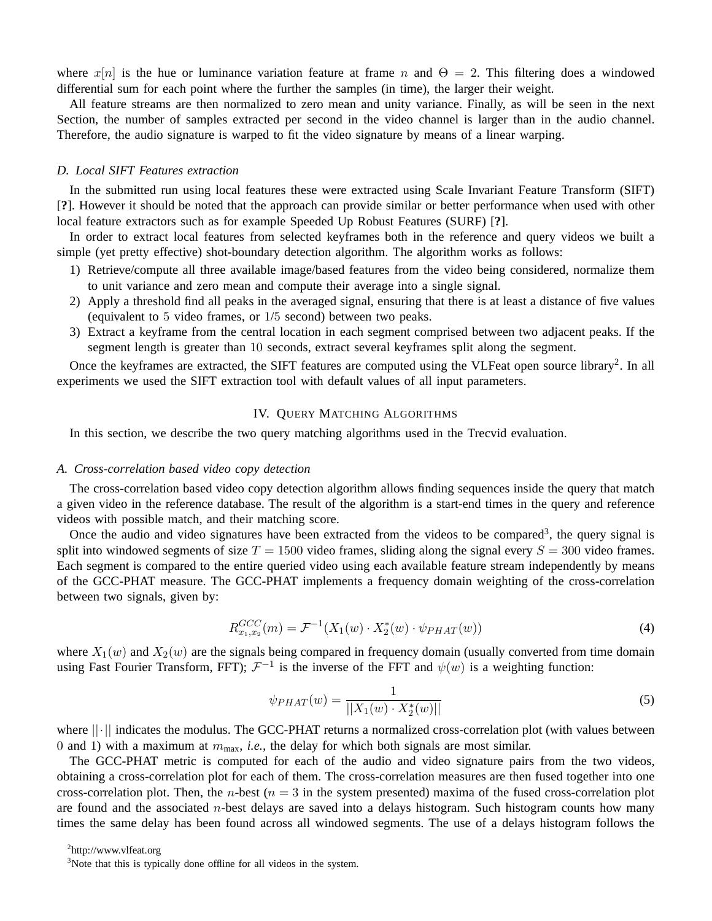where $x[n]$ is the hue or luminance variation feature at frame $n$ and $\Theta = 2$. This filtering does a windowed differential sum for each point where the further the samples (in time), the larger their weight.

All feature streams are then normalized to zero mean and unity variance. Finally, as will be seen in the next Section, the number of samples extracted per second in the video channel is larger than in the audio channel. Therefore, the audio signature is warped to fit the video signature by means of a linear warping.

### *D. Local SIFT Features extraction*

In the submitted run using local features these were extracted using Scale Invariant Feature Transform (SIFT) [**?**]. However it should be noted that the approach can provide similar or better performance when used with other local feature extractors such as for example Speeded Up Robust Features (SURF) [**?**].

In order to extract local features from selected keyframes both in the reference and query videos we built a simple (yet pretty effective) shot-boundary detection algorithm. The algorithm works as follows:

1) Retrieve/compute all three available image/based features from the video being considered, normalize them to unit variance and zero mean and compute their average into a single signal.
2) Apply a threshold find all peaks in the averaged signal, ensuring that there is at least a distance of five values (equivalent to $5$ video frames, or $1/5$ second) between two peaks.
3) Extract a keyframe from the central location in each segment comprised between two adjacent peaks. If the segment length is greater than $10$ seconds, extract several keyframes split along the segment.

Once the keyframes are extracted, the SIFT features are computed using the VLFeat open source library[2]. In all experiments we used the SIFT extraction tool with default values of all input parameters.

## IV. Query Matching Algorithms

In this section, we describe the two query matching algorithms used in the Trecvid evaluation.

### *A. Cross-correlation based video copy detection*

The cross-correlation based video copy detection algorithm allows finding sequences inside the query that match a given video in the reference database. The result of the algorithm is a start-end times in the query and reference videos with possible match, and their matching score.

Once the audio and video signatures have been extracted from the videos to be compared[3], the query signal is split into windowed segments of size $T = 1500$ video frames, sliding along the signal every $S = 300$ video frames. Each segment is compared to the entire queried video using each available feature stream independently by means of the GCC-PHAT measure. The GCC-PHAT implements a frequency domain weighting of the cross-correlation between two signals, given by:

$$R^{GCC}_{x_1,x_2}(m) = \mathcal{F}^{-1}(X_1(w) \cdot X_2^*(w) \cdot \psi_{PHAT}(w)) \tag{4}$$

where $X_1(w)$ and $X_2(w)$ are the signals being compared in frequency domain (usually converted from time domain using Fast Fourier Transform, FFT); $\mathcal{F}^{-1}$ is the inverse of the FFT and $\psi(w)$ is a weighting function:

$$\psi_{PHAT}(w) = \frac{1}{||X_1(w) \cdot X_2^*(w)||} \tag{5}$$

where $||\cdot||$ indicates the modulus. The GCC-PHAT returns a normalized cross-correlation plot (with values between $0$ and $1$) with a maximum at $m_{\max}$, *i.e.,* the delay for which both signals are most similar.

The GCC-PHAT metric is computed for each of the audio and video signature pairs from the two videos, obtaining a cross-correlation plot for each of them. The cross-correlation measures are then fused together into one cross-correlation plot. Then, the $n$-best ($n = 3$ in the system presented) maxima of the fused cross-correlation plot are found and the associated $n$-best delays are saved into a delays histogram. Such histogram counts how many times the same delay has been found across all windowed segments. The use of a delays histogram follows the

[2] http://www.vlfeat.org

[3] Note that this is typically done offline for all videos in the system.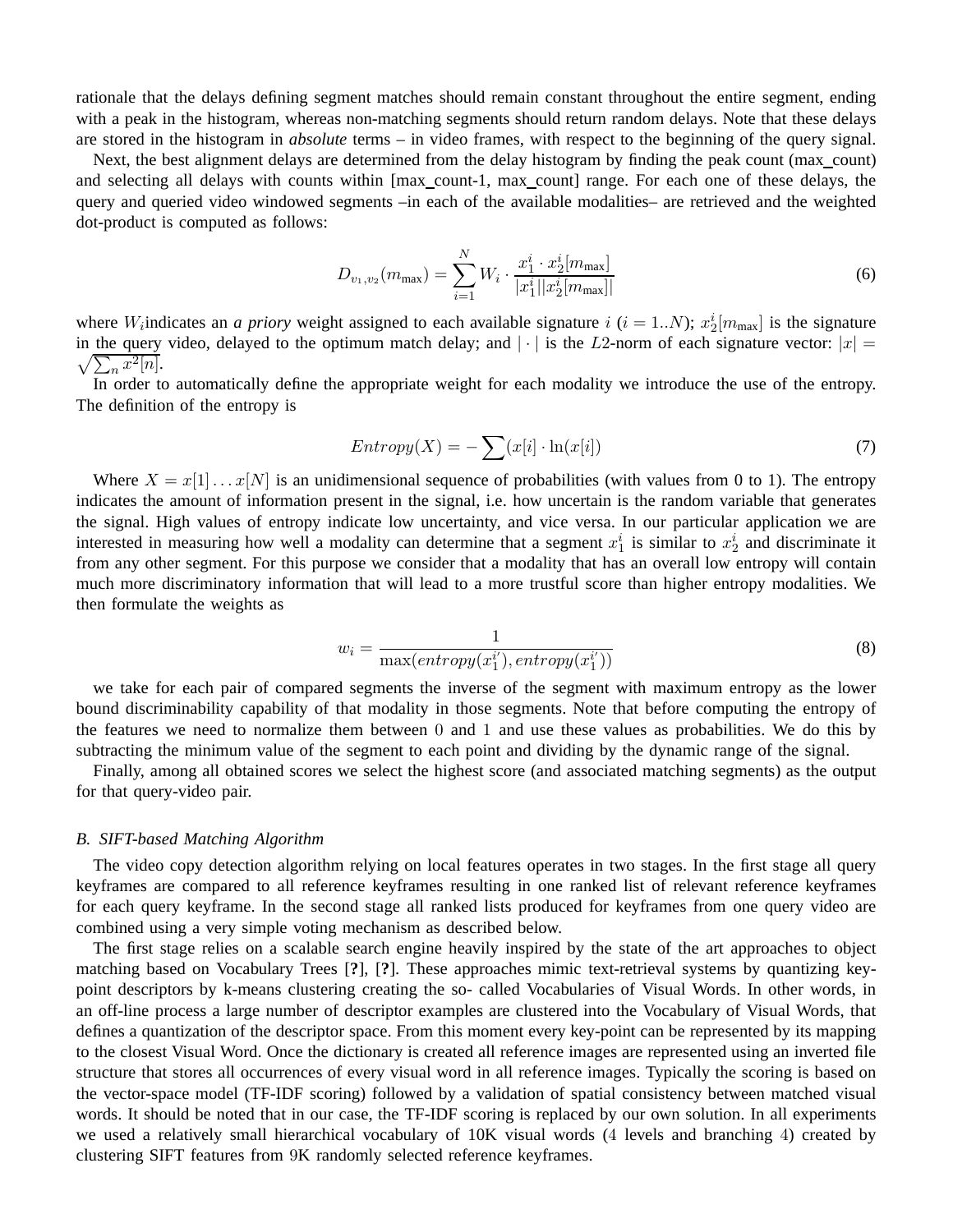rationale that the delays defining segment matches should remain constant throughout the entire segment, ending with a peak in the histogram, whereas non-matching segments should return random delays. Note that these delays are stored in the histogram in *absolute* terms – in video frames, with respect to the beginning of the query signal.

Next, the best alignment delays are determined from the delay histogram by finding the peak count (max_count) and selecting all delays with counts within [max_count-1, max_count] range. For each one of these delays, the query and queried video windowed segments –in each of the available modalities– are retrieved and the weighted dot-product is computed as follows:

$$D_{v_1,v_2}(m_{\max}) = \sum_{i=1}^{N} W_i \cdot \frac{x_1^i \cdot x_2^i[m_{\max}]}{|x_1^i||x_2^i[m_{\max}]|} \tag{6}$$

where $W_i$indicates an *a priory* weight assigned to each available signature $i$ ($i = 1..N$); $x_2^i[m_{\max}]$ is the signature in the query video, delayed to the optimum match delay; and $|\cdot|$ is the $L2$-norm of each signature vector: $|x| = \sqrt{\sum_n x^2[n]}$.

In order to automatically define the appropriate weight for each modality we introduce the use of the entropy. The definition of the entropy is

$$Entropy(X) = -\sum(x[i] \cdot \ln(x[i])) \tag{7}$$

Where $X = x[1] \ldots x[N]$ is an unidimensional sequence of probabilities (with values from 0 to 1). The entropy indicates the amount of information present in the signal, i.e. how uncertain is the random variable that generates the signal. High values of entropy indicate low uncertainty, and vice versa. In our particular application we are interested in measuring how well a modality can determine that a segment $x_1^i$ is similar to $x_2^i$ and discriminate it from any other segment. For this purpose we consider that a modality that has an overall low entropy will contain much more discriminatory information that will lead to a more trustful score than higher entropy modalities. We then formulate the weights as

$$w_i = \frac{1}{\max(entropy(x_1^{i'}), entropy(x_1^{i'}))} \tag{8}$$

we take for each pair of compared segments the inverse of the segment with maximum entropy as the lower bound discriminability capability of that modality in those segments. Note that before computing the entropy of the features we need to normalize them between $0$ and $1$ and use these values as probabilities. We do this by subtracting the minimum value of the segment to each point and dividing by the dynamic range of the signal.

Finally, among all obtained scores we select the highest score (and associated matching segments) as the output for that query-video pair.

### B. SIFT-based Matching Algorithm

The video copy detection algorithm relying on local features operates in two stages. In the first stage all query keyframes are compared to all reference keyframes resulting in one ranked list of relevant reference keyframes for each query keyframe. In the second stage all ranked lists produced for keyframes from one query video are combined using a very simple voting mechanism as described below.

The first stage relies on a scalable search engine heavily inspired by the state of the art approaches to object matching based on Vocabulary Trees [**?**], [**?**]. These approaches mimic text-retrieval systems by quantizing key-point descriptors by k-means clustering creating the so- called Vocabularies of Visual Words. In other words, in an off-line process a large number of descriptor examples are clustered into the Vocabulary of Visual Words, that defines a quantization of the descriptor space. From this moment every key-point can be represented by its mapping to the closest Visual Word. Once the dictionary is created all reference images are represented using an inverted file structure that stores all occurrences of every visual word in all reference images. Typically the scoring is based on the vector-space model (TF-IDF scoring) followed by a validation of spatial consistency between matched visual words. It should be noted that in our case, the TF-IDF scoring is replaced by our own solution. In all experiments we used a relatively small hierarchical vocabulary of 10K visual words ($4$ levels and branching $4$) created by clustering SIFT features from $9$K randomly selected reference keyframes.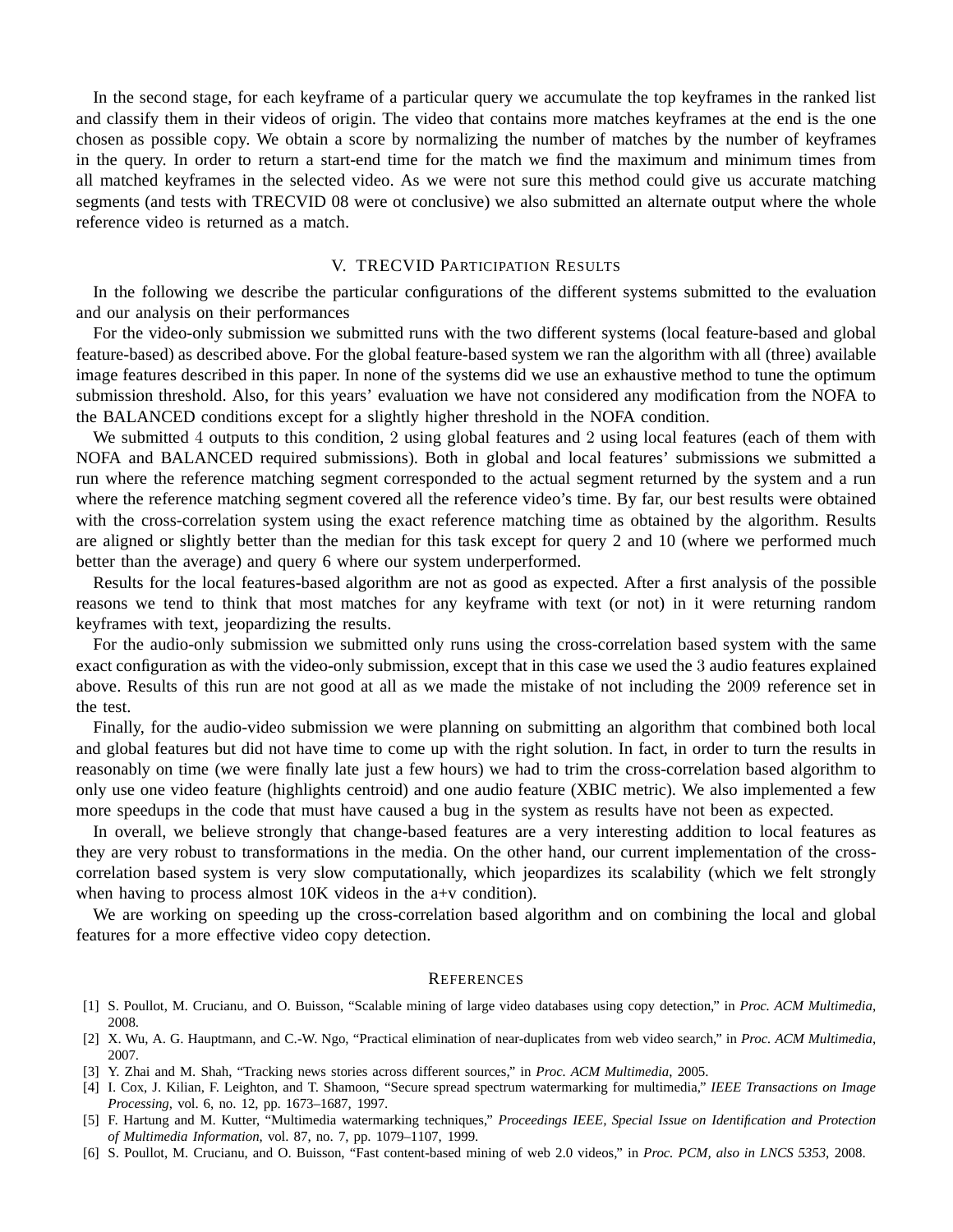In the second stage, for each keyframe of a particular query we accumulate the top keyframes in the ranked list and classify them in their videos of origin. The video that contains more matches keyframes at the end is the one chosen as possible copy. We obtain a score by normalizing the number of matches by the number of keyframes in the query. In order to return a start-end time for the match we find the maximum and minimum times from all matched keyframes in the selected video. As we were not sure this method could give us accurate matching segments (and tests with TRECVID 08 were ot conclusive) we also submitted an alternate output where the whole reference video is returned as a match.

## V. TRECVID Participation Results

In the following we describe the particular configurations of the different systems submitted to the evaluation and our analysis on their performances

For the video-only submission we submitted runs with the two different systems (local feature-based and global feature-based) as described above. For the global feature-based system we ran the algorithm with all (three) available image features described in this paper. In none of the systems did we use an exhaustive method to tune the optimum submission threshold. Also, for this years' evaluation we have not considered any modification from the NOFA to the BALANCED conditions except for a slightly higher threshold in the NOFA condition.

We submitted $4$ outputs to this condition, $2$ using global features and $2$ using local features (each of them with NOFA and BALANCED required submissions). Both in global and local features' submissions we submitted a run where the reference matching segment corresponded to the actual segment returned by the system and a run where the reference matching segment covered all the reference video's time. By far, our best results were obtained with the cross-correlation system using the exact reference matching time as obtained by the algorithm. Results are aligned or slightly better than the median for this task except for query 2 and 10 (where we performed much better than the average) and query 6 where our system underperformed.

Results for the local features-based algorithm are not as good as expected. After a first analysis of the possible reasons we tend to think that most matches for any keyframe with text (or not) in it were returning random keyframes with text, jeopardizing the results.

For the audio-only submission we submitted only runs using the cross-correlation based system with the same exact configuration as with the video-only submission, except that in this case we used the $3$ audio features explained above. Results of this run are not good at all as we made the mistake of not including the $2009$ reference set in the test.

Finally, for the audio-video submission we were planning on submitting an algorithm that combined both local and global features but did not have time to come up with the right solution. In fact, in order to turn the results in reasonably on time (we were finally late just a few hours) we had to trim the cross-correlation based algorithm to only use one video feature (highlights centroid) and one audio feature (XBIC metric). We also implemented a few more speedups in the code that must have caused a bug in the system as results have not been as expected.

In overall, we believe strongly that change-based features are a very interesting addition to local features as they are very robust to transformations in the media. On the other hand, our current implementation of the cross-correlation based system is very slow computationally, which jeopardizes its scalability (which we felt strongly when having to process almost 10K videos in the a+v condition).

We are working on speeding up the cross-correlation based algorithm and on combining the local and global features for a more effective video copy detection.

## References

[1] S. Poullot, M. Crucianu, and O. Buisson, "Scalable mining of large video databases using copy detection," in *Proc. ACM Multimedia*, 2008.

[2] X. Wu, A. G. Hauptmann, and C.-W. Ngo, "Practical elimination of near-duplicates from web video search," in *Proc. ACM Multimedia*, 2007.

[3] Y. Zhai and M. Shah, "Tracking news stories across different sources," in *Proc. ACM Multimedia*, 2005.

[4] I. Cox, J. Kilian, F. Leighton, and T. Shamoon, "Secure spread spectrum watermarking for multimedia," *IEEE Transactions on Image Processing*, vol. 6, no. 12, pp. 1673–1687, 1997.

[5] F. Hartung and M. Kutter, "Multimedia watermarking techniques," *Proceedings IEEE, Special Issue on Identification and Protection of Multimedia Information*, vol. 87, no. 7, pp. 1079–1107, 1999.

[6] S. Poullot, M. Crucianu, and O. Buisson, "Fast content-based mining of web 2.0 videos," in *Proc. PCM, also in LNCS 5353*, 2008.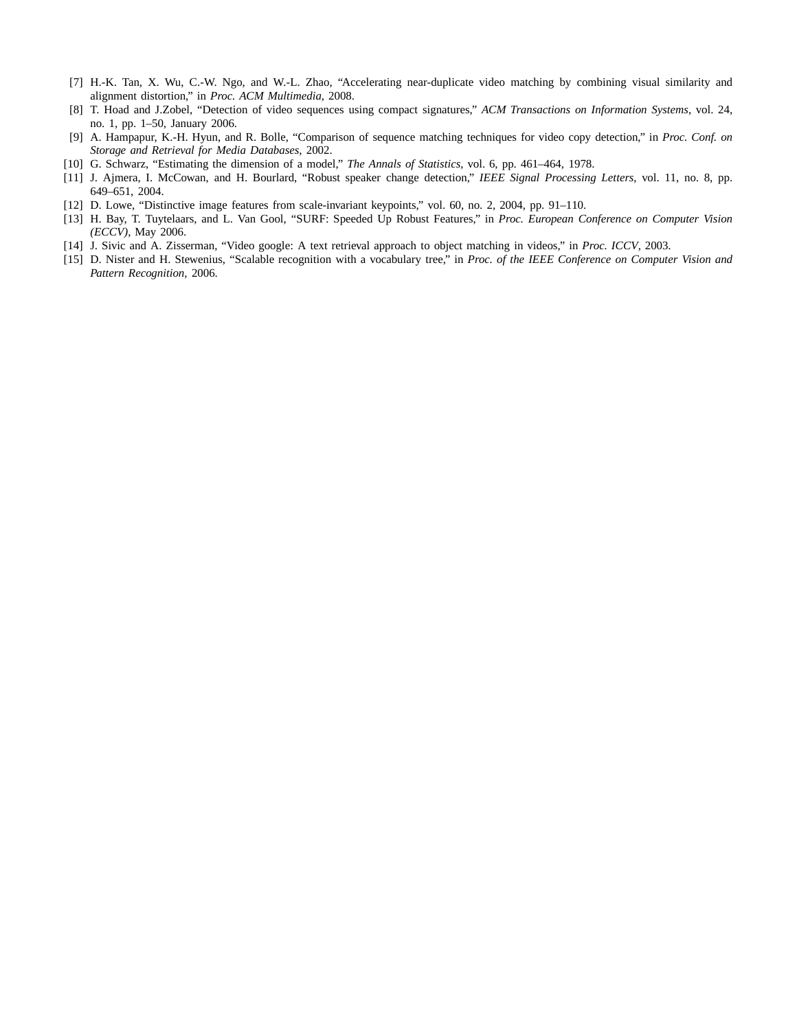[7] H.-K. Tan, X. Wu, C.-W. Ngo, and W.-L. Zhao, "Accelerating near-duplicate video matching by combining visual similarity and alignment distortion," in *Proc. ACM Multimedia*, 2008.

[8] T. Hoad and J.Zobel, "Detection of video sequences using compact signatures," *ACM Transactions on Information Systems*, vol. 24, no. 1, pp. 1–50, January 2006.

[9] A. Hampapur, K.-H. Hyun, and R. Bolle, "Comparison of sequence matching techniques for video copy detection," in *Proc. Conf. on Storage and Retrieval for Media Databases*, 2002.

[10] G. Schwarz, "Estimating the dimension of a model," *The Annals of Statistics*, vol. 6, pp. 461–464, 1978.

[11] J. Ajmera, I. McCowan, and H. Bourlard, "Robust speaker change detection," *IEEE Signal Processing Letters*, vol. 11, no. 8, pp. 649–651, 2004.

[12] D. Lowe, "Distinctive image features from scale-invariant keypoints," vol. 60, no. 2, 2004, pp. 91–110.

[13] H. Bay, T. Tuytelaars, and L. Van Gool, "SURF: Speeded Up Robust Features," in *Proc. European Conference on Computer Vision (ECCV)*, May 2006.

[14] J. Sivic and A. Zisserman, "Video google: A text retrieval approach to object matching in videos," in *Proc. ICCV*, 2003.

[15] D. Nister and H. Stewenius, "Scalable recognition with a vocabulary tree," in *Proc. of the IEEE Conference on Computer Vision and Pattern Recognition*, 2006.